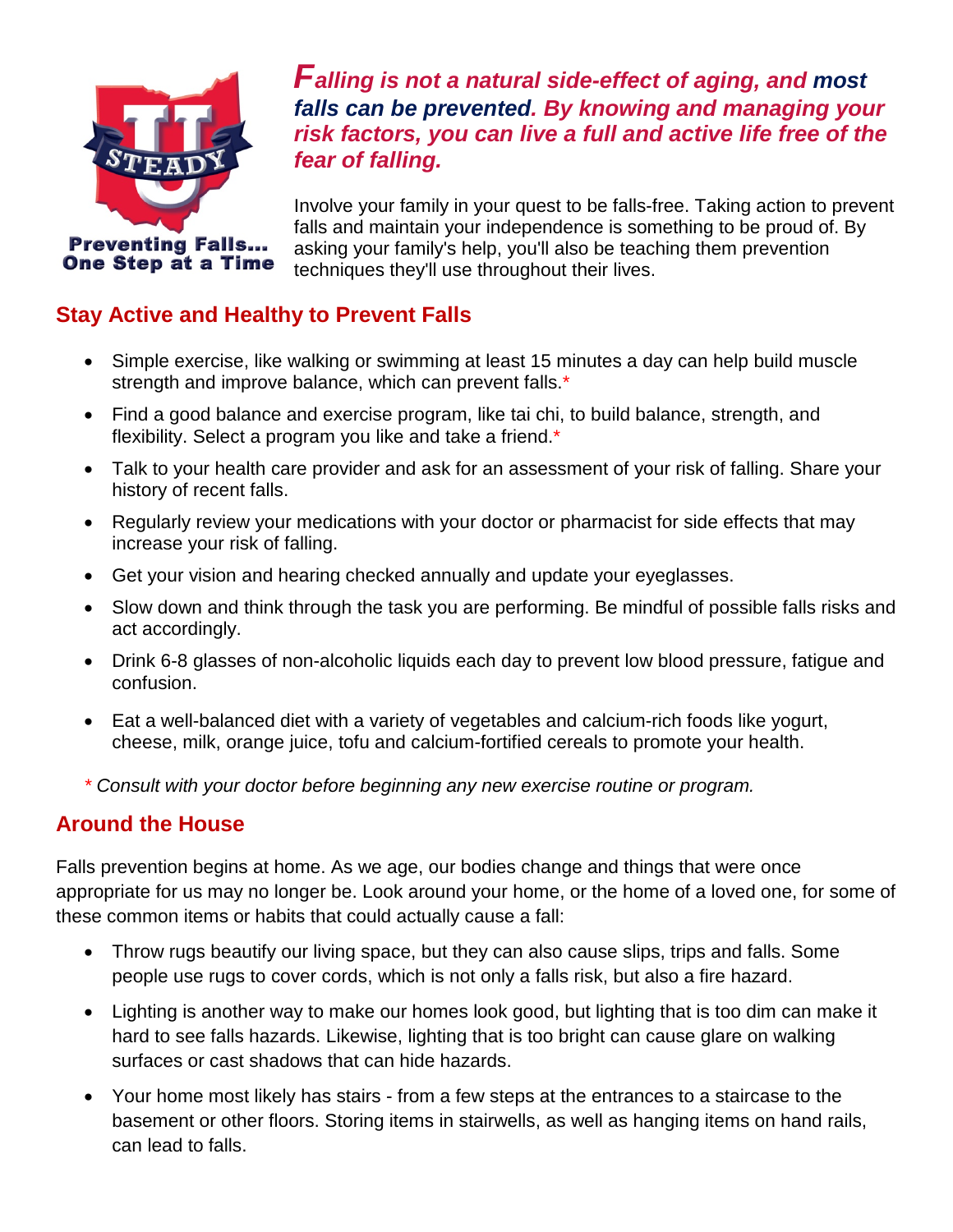STEADY U

Preventing Falls... One Step at a Time

***Falling is not a natural side-effect of aging, and most falls can be prevented. By knowing and managing your risk factors, you can live a full and active life free of the fear of falling.***

Involve your family in your quest to be falls-free. Taking action to prevent falls and maintain your independence is something to be proud of. By asking your family's help, you'll also be teaching them prevention techniques they'll use throughout their lives.

## Stay Active and Healthy to Prevent Falls

- Simple exercise, like walking or swimming at least 15 minutes a day can help build muscle strength and improve balance, which can prevent falls.*
- Find a good balance and exercise program, like tai chi, to build balance, strength, and flexibility. Select a program you like and take a friend.*
- Talk to your health care provider and ask for an assessment of your risk of falling. Share your history of recent falls.
- Regularly review your medications with your doctor or pharmacist for side effects that may increase your risk of falling.
- Get your vision and hearing checked annually and update your eyeglasses.
- Slow down and think through the task you are performing. Be mindful of possible falls risks and act accordingly.
- Drink 6-8 glasses of non-alcoholic liquids each day to prevent low blood pressure, fatigue and confusion.
- Eat a well-balanced diet with a variety of vegetables and calcium-rich foods like yogurt, cheese, milk, orange juice, tofu and calcium-fortified cereals to promote your health.

\* *Consult with your doctor before beginning any new exercise routine or program.*

## Around the House

Falls prevention begins at home. As we age, our bodies change and things that were once appropriate for us may no longer be. Look around your home, or the home of a loved one, for some of these common items or habits that could actually cause a fall:

- Throw rugs beautify our living space, but they can also cause slips, trips and falls. Some people use rugs to cover cords, which is not only a falls risk, but also a fire hazard.
- Lighting is another way to make our homes look good, but lighting that is too dim can make it hard to see falls hazards. Likewise, lighting that is too bright can cause glare on walking surfaces or cast shadows that can hide hazards.
- Your home most likely has stairs - from a few steps at the entrances to a staircase to the basement or other floors. Storing items in stairwells, as well as hanging items on hand rails, can lead to falls.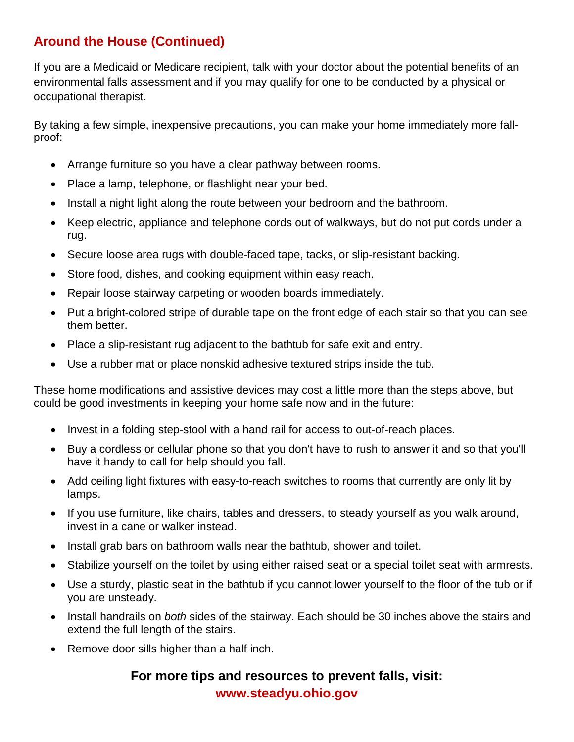## Around the House (Continued)

If you are a Medicaid or Medicare recipient, talk with your doctor about the potential benefits of an environmental falls assessment and if you may qualify for one to be conducted by a physical or occupational therapist.

By taking a few simple, inexpensive precautions, you can make your home immediately more fall-proof:

- Arrange furniture so you have a clear pathway between rooms.
- Place a lamp, telephone, or flashlight near your bed.
- Install a night light along the route between your bedroom and the bathroom.
- Keep electric, appliance and telephone cords out of walkways, but do not put cords under a rug.
- Secure loose area rugs with double-faced tape, tacks, or slip-resistant backing.
- Store food, dishes, and cooking equipment within easy reach.
- Repair loose stairway carpeting or wooden boards immediately.
- Put a bright-colored stripe of durable tape on the front edge of each stair so that you can see them better.
- Place a slip-resistant rug adjacent to the bathtub for safe exit and entry.
- Use a rubber mat or place nonskid adhesive textured strips inside the tub.

These home modifications and assistive devices may cost a little more than the steps above, but could be good investments in keeping your home safe now and in the future:

- Invest in a folding step-stool with a hand rail for access to out-of-reach places.
- Buy a cordless or cellular phone so that you don't have to rush to answer it and so that you'll have it handy to call for help should you fall.
- Add ceiling light fixtures with easy-to-reach switches to rooms that currently are only lit by lamps.
- If you use furniture, like chairs, tables and dressers, to steady yourself as you walk around, invest in a cane or walker instead.
- Install grab bars on bathroom walls near the bathtub, shower and toilet.
- Stabilize yourself on the toilet by using either raised seat or a special toilet seat with armrests.
- Use a sturdy, plastic seat in the bathtub if you cannot lower yourself to the floor of the tub or if you are unsteady.
- Install handrails on *both* sides of the stairway. Each should be 30 inches above the stairs and extend the full length of the stairs.
- Remove door sills higher than a half inch.

**For more tips and resources to prevent falls, visit:**
**www.steadyu.ohio.gov**